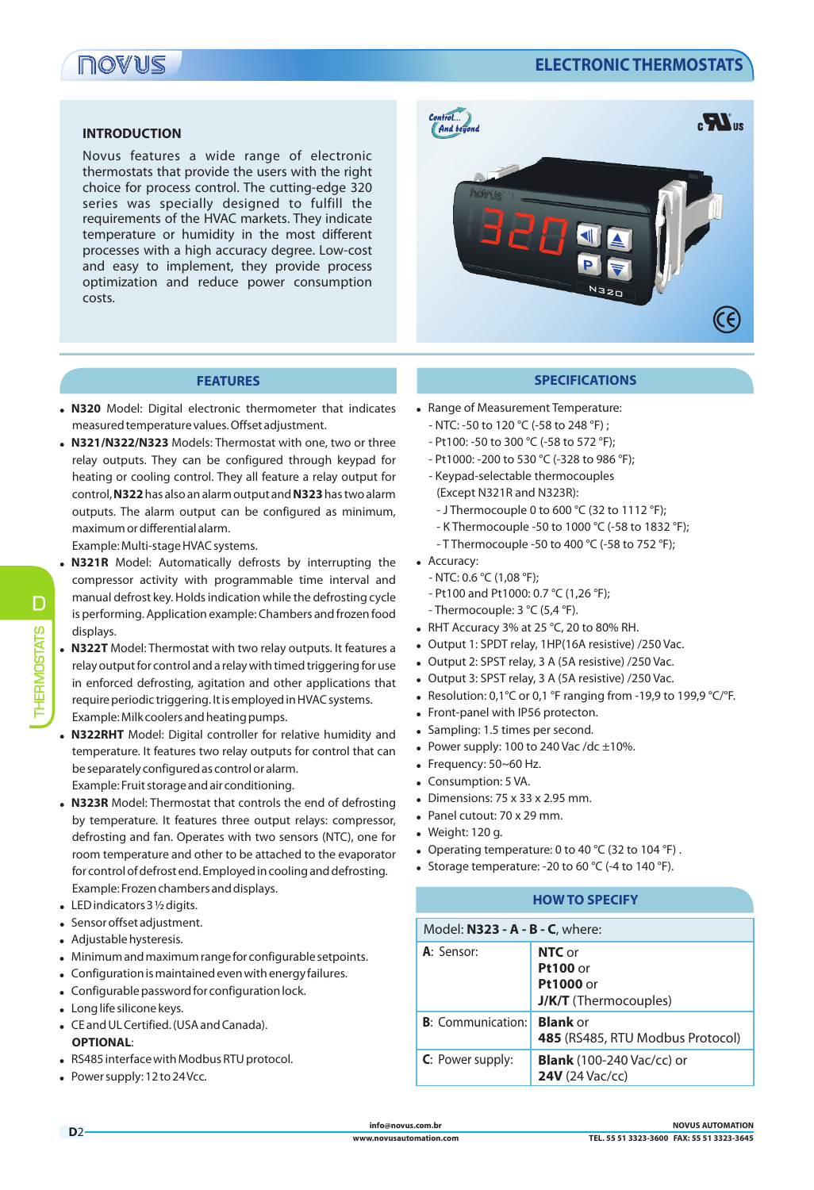# ELECTRONIC THERMOSTATS

## INTRODUCTION

Novus features a wide range of electronic thermostats that provide the users with the right choice for process control. The cutting-edge 320 series was specially designed to fulfill the requirements of the HVAC markets. They indicate temperature or humidity in the most different processes with a high accuracy degree. Low-cost and easy to implement, they provide process optimization and reduce power consumption costs.

## FEATURES

- **N320** Model: Digital electronic thermometer that indicates measured temperature values. Offset adjustment.
- **N321/N322/N323** Models: Thermostat with one, two or three relay outputs. They can be configured through keypad for heating or cooling control. They all feature a relay output for control, **N322** has also an alarm output and **N323** has two alarm outputs. The alarm output can be configured as minimum, maximum or differential alarm.
  Example: Multi-stage HVAC systems.
- **N321R** Model: Automatically defrosts by interrupting the compressor activity with programmable time interval and manual defrost key. Holds indication while the defrosting cycle is performing. Application example: Chambers and frozen food displays.
- **N322T** Model: Thermostat with two relay outputs. It features a relay output for control and a relay with timed triggering for use in enforced defrosting, agitation and other applications that require periodic triggering. It is employed in HVAC systems.
  Example: Milk coolers and heating pumps.
- **N322RHT** Model: Digital controller for relative humidity and temperature. It features two relay outputs for control that can be separately configured as control or alarm.
  Example: Fruit storage and air conditioning.
- **N323R** Model: Thermostat that controls the end of defrosting by temperature. It features three output relays: compressor, defrosting and fan. Operates with two sensors (NTC), one for room temperature and other to be attached to the evaporator for control of defrost end. Employed in cooling and defrosting.
  Example: Frozen chambers and displays.
- LED indicators 3 ½ digits.
- Sensor offset adjustment.
- Adjustable hysteresis.
- Minimum and maximum range for configurable setpoints.
- Configuration is maintained even with energy failures.
- Configurable password for configuration lock.
- Long life silicone keys.
- CE and UL Certified. (USA and Canada).

**OPTIONAL**:

- RS485 interface with Modbus RTU protocol.
- Power supply: 12 to 24 Vcc.

## SPECIFICATIONS

- Range of Measurement Temperature:
  - NTC: -50 to 120 °C (-58 to 248 °F) ;
  - Pt100: -50 to 300 °C (-58 to 572 °F);
  - Pt1000: -200 to 530 °C (-328 to 986 °F);
  - Keypad-selectable thermocouples (Except N321R and N323R):
    - J Thermocouple 0 to 600 °C (32 to 1112 °F);
    - K Thermocouple -50 to 1000 °C (-58 to 1832 °F);
    - T Thermocouple -50 to 400 °C (-58 to 752 °F);
- Accuracy:
  - NTC: 0.6 °C (1,08 °F);
  - Pt100 and Pt1000: 0.7 °C (1,26 °F);
  - Thermocouple: 3 °C (5,4 °F).
- RHT Accuracy 3% at 25 °C, 20 to 80% RH.
- Output 1: SPDT relay, 1HP(16A resistive) /250 Vac.
- Output 2: SPST relay, 3 A (5A resistive) /250 Vac.
- Output 3: SPST relay, 3 A (5A resistive) /250 Vac.
- Resolution: 0,1°C or 0,1 °F ranging from -19,9 to 199,9 °C/°F.
- Front-panel with IP56 protecton.
- Sampling: 1.5 times per second.
- Power supply: 100 to 240 Vac /dc ±10%.
- Frequency: 50~60 Hz.
- Consumption: 5 VA.
- Dimensions: 75 x 33 x 2.95 mm.
- Panel cutout: 70 x 29 mm.
- Weight: 120 g.
- Operating temperature: 0 to 40 °C (32 to 104 °F) .
- Storage temperature: -20 to 60 °C (-4 to 140 °F).

## HOW TO SPECIFY

| Model: **N323 - A - B - C**, where: | |
|---|---|
| **A**: Sensor: | **NTC** or<br>**Pt100** or<br>**Pt1000** or<br>**J/K/T** (Thermocouples) |
| **B**: Communication: | **Blank** or<br>**485** (RS485, RTU Modbus Protocol) |
| **C**: Power supply: | **Blank** (100-240 Vac/cc) or<br>**24V** (24 Vac/cc) |

info@novus.com.br
www.novusautomation.com

NOVUS AUTOMATION
TEL. 55 51 3323-3600 FAX: 55 51 3323-3645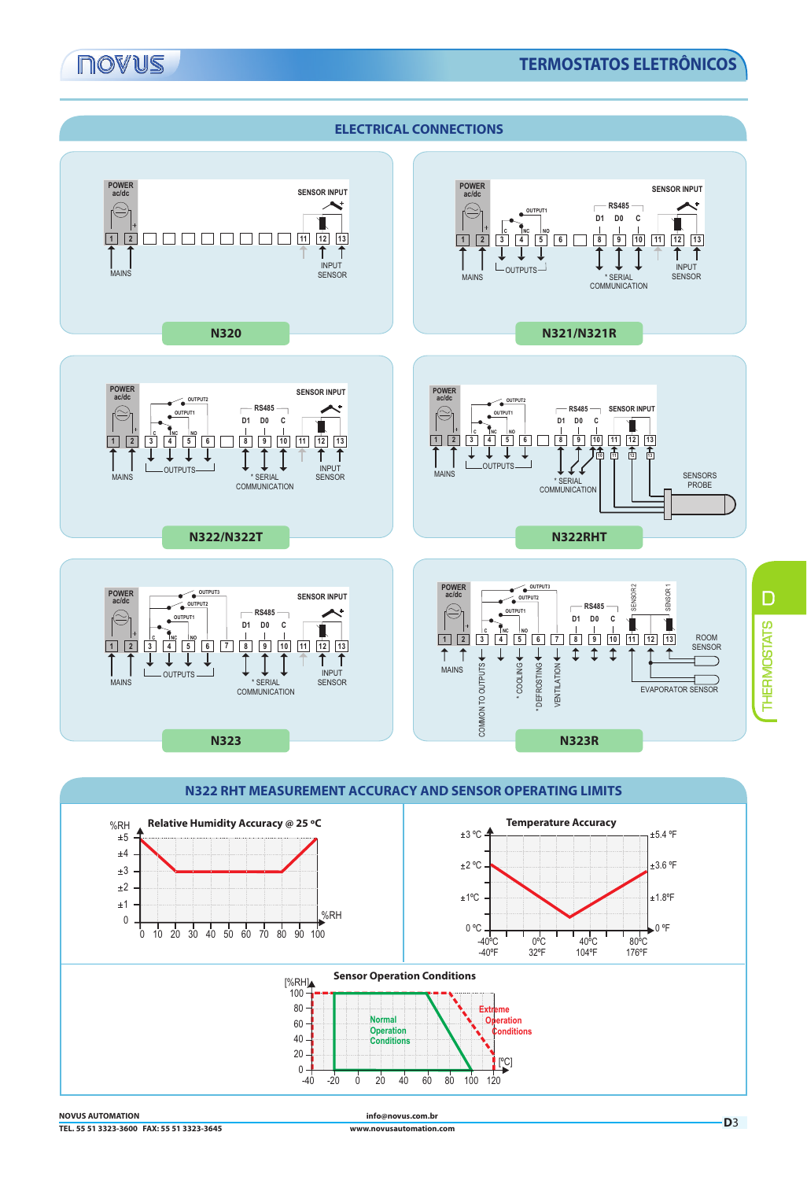## ELECTRICAL CONNECTIONS

### N320

POWER ac/dc
SENSOR INPUT
1 2 11 12 13
MAINS
INPUT SENSOR

### N321/N321R

POWER ac/dc
OUTPUT1
C NC NO
RS485
D1 D0 C
SENSOR INPUT
1 2 3 4 5 6 8 9 10 11 12 13
MAINS
OUTPUTS
* SERIAL COMMUNICATION
INPUT SENSOR

### N322/N322T

POWER ac/dc
OUTPUT2
OUTPUT1
C NC NO
RS485
D1 D0 C
SENSOR INPUT
1 2 3 4 5 6 8 9 10 11 12 13
MAINS
OUTPUTS
* SERIAL COMMUNICATION
INPUT SENSOR

### N322RHT

POWER ac/dc
OUTPUT2
OUTPUT1
C NC NO
RS485
D1 D0 C
SENSOR INPUT
1 2 3 4 5 6 8 9 10 11 12 13
MAINS
OUTPUTS
* SERIAL COMMUNICATION
SENSORS PROBE

### N323

POWER ac/dc
OUTPUT3
OUTPUT2
OUTPUT1
C NC NO
RS485
D1 D0 C
SENSOR INPUT
1 2 3 4 5 6 7 8 9 10 11 12 13
MAINS
OUTPUTS
* SERIAL COMMUNICATION
INPUT SENSOR

### N323R

POWER ac/dc
OUTPUT3
OUTPUT2
OUTPUT1
C NC NO
RS485
D1 D0 C
SENSOR 2
SENSOR 1
1 2 3 4 5 6 7 8 9 10 11 12 13
MAINS
COMMON TO OUTPUTS
* COOLING
* DEFROSTING
VENTILATION
ROOM SENSOR
EVAPORATOR SENSOR

## N322 RHT MEASUREMENT ACCURACY AND SENSOR OPERATING LIMITS

**Relative Humidity Accuracy @ 25 ºC**

%RH
±5
±4
±3
±2
±1
0
0 10 20 30 40 50 60 70 80 90 100
%RH

**Temperature Accuracy**

±3 ºC
±2 ºC
±1ºC
0 ºC
-40ºC -40ºF
0ºC 32ºF
40ºC 104ºF
80ºC 176ºF
±5.4 ºF
±3.6 ºF
±1.8ºF
0 ºF

**Sensor Operation Conditions**

[%RH]
100
80
60
40
20
0
-40 -20 0 20 40 60 80 100 120
[ºC]
Normal Operation Conditions
Extreme Operation Conditions

NOVUS AUTOMATION
TEL. 55 51 3323-3600 FAX: 55 51 3323-3645
info@novus.com.br
www.novusautomation.com